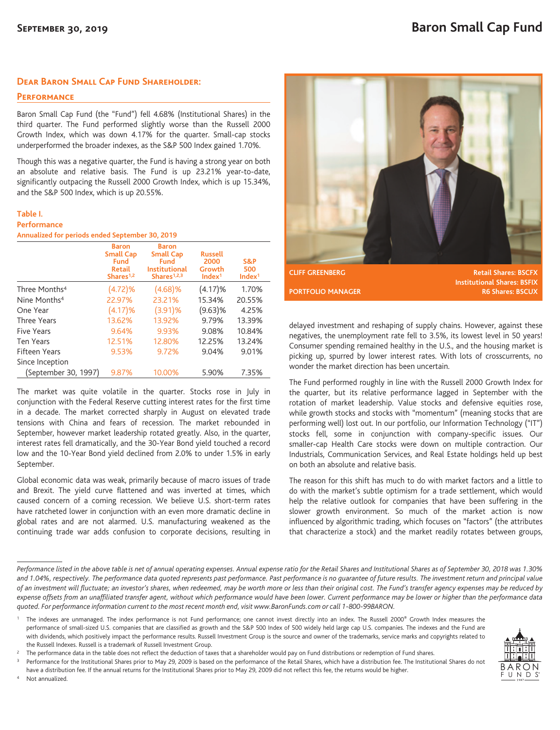# Baron Small Cap Fund

September 30, 2019

## Dear Baron Small Cap Fund Shareholder:

### Performance

Baron Small Cap Fund (the "Fund") fell 4.68% (Institutional Shares) in the third quarter. The Fund performed slightly worse than the Russell 2000 Growth Index, which was down 4.17% for the quarter. Small-cap stocks underperformed the broader indexes, as the S&P 500 Index gained 1.70%.

Though this was a negative quarter, the Fund is having a strong year on both an absolute and relative basis. The Fund is up 23.21% year-to-date, significantly outpacing the Russell 2000 Growth Index, which is up 15.34%, and the S&P 500 Index, which is up 20.55%.

**Table I.**
**Performance**
**Annualized for periods ended September 30, 2019**

| | Baron Small Cap Fund Retail Shares[1,2] | Baron Small Cap Fund Institutional Shares[1,2,3] | Russell 2000 Growth Index[1] | S&P 500 Index[1] |
|---|---|---|---|---|
| Three Months[4] | (4.72)% | (4.68)% | (4.17)% | 1.70% |
| Nine Months[4] | 22.97% | 23.21% | 15.34% | 20.55% |
| One Year | (4.17)% | (3.91)% | (9.63)% | 4.25% |
| Three Years | 13.62% | 13.92% | 9.79% | 13.39% |
| Five Years | 9.64% | 9.93% | 9.08% | 10.84% |
| Ten Years | 12.51% | 12.80% | 12.25% | 13.24% |
| Fifteen Years | 9.53% | 9.72% | 9.04% | 9.01% |
| Since Inception (September 30, 1997) | 9.87% | 10.00% | 5.90% | 7.35% |

CLIFF GREENBERG
PORTFOLIO MANAGER

Retail Shares: BSCFX
Institutional Shares: BSFIX
R6 Shares: BSCUX

The market was quite volatile in the quarter. Stocks rose in July in conjunction with the Federal Reserve cutting interest rates for the first time in a decade. The market corrected sharply in August on elevated trade tensions with China and fears of recession. The market rebounded in September, however market leadership rotated greatly. Also, in the quarter, interest rates fell dramatically, and the 30-Year Bond yield touched a record low and the 10-Year Bond yield declined from 2.0% to under 1.5% in early September.

Global economic data was weak, primarily because of macro issues of trade and Brexit. The yield curve flattened and was inverted at times, which caused concern of a coming recession. We believe U.S. short-term rates have ratcheted lower in conjunction with an even more dramatic decline in global rates and are not alarmed. U.S. manufacturing weakened as the continuing trade war adds confusion to corporate decisions, resulting in delayed investment and reshaping of supply chains. However, against these negatives, the unemployment rate fell to 3.5%, its lowest level in 50 years! Consumer spending remained healthy in the U.S., and the housing market is picking up, spurred by lower interest rates. With lots of crosscurrents, no wonder the market direction has been uncertain.

The Fund performed roughly in line with the Russell 2000 Growth Index for the quarter, but its relative performance lagged in September with the rotation of market leadership. Value stocks and defensive equities rose, while growth stocks and stocks with "momentum" (meaning stocks that are performing well) lost out. In our portfolio, our Information Technology ("IT") stocks fell, some in conjunction with company-specific issues. Our smaller-cap Health Care stocks were down on multiple contraction. Our Industrials, Communication Services, and Real Estate holdings held up best on both an absolute and relative basis.

The reason for this shift has much to do with market factors and a little to do with the market's subtle optimism for a trade settlement, which would help the relative outlook for companies that have been suffering in the slower growth environment. So much of the market action is now influenced by algorithmic trading, which focuses on "factors" (the attributes that characterize a stock) and the market readily rotates between groups,

*Performance listed in the above table is net of annual operating expenses. Annual expense ratio for the Retail Shares and Institutional Shares as of September 30, 2018 was 1.30% and 1.04%, respectively. The performance data quoted represents past performance. Past performance is no guarantee of future results. The investment return and principal value of an investment will fluctuate; an investor's shares, when redeemed, may be worth more or less than their original cost. The Fund's transfer agency expenses may be reduced by expense offsets from an unaffiliated transfer agent, without which performance would have been lower. Current performance may be lower or higher than the performance data quoted. For performance information current to the most recent month end, visit www.BaronFunds.com or call 1-800-99BARON.*

[1] The indexes are unmanaged. The index performance is not Fund performance; one cannot invest directly into an index. The Russell 2000® Growth Index measures the performance of small-sized U.S. companies that are classified as growth and the S&P 500 Index of 500 widely held large cap U.S. companies. The indexes and the Fund are with dividends, which positively impact the performance results. Russell Investment Group is the source and owner of the trademarks, service marks and copyrights related to the Russell Indexes. Russell is a trademark of Russell Investment Group.

[2] The performance data in the table does not reflect the deduction of taxes that a shareholder would pay on Fund distributions or redemption of Fund shares.

[3] Performance for the Institutional Shares prior to May 29, 2009 is based on the performance of the Retail Shares, which have a distribution fee. The Institutional Shares do not have a distribution fee. If the annual returns for the Institutional Shares prior to May 29, 2009 did not reflect this fee, the returns would be higher.

[4] Not annualized.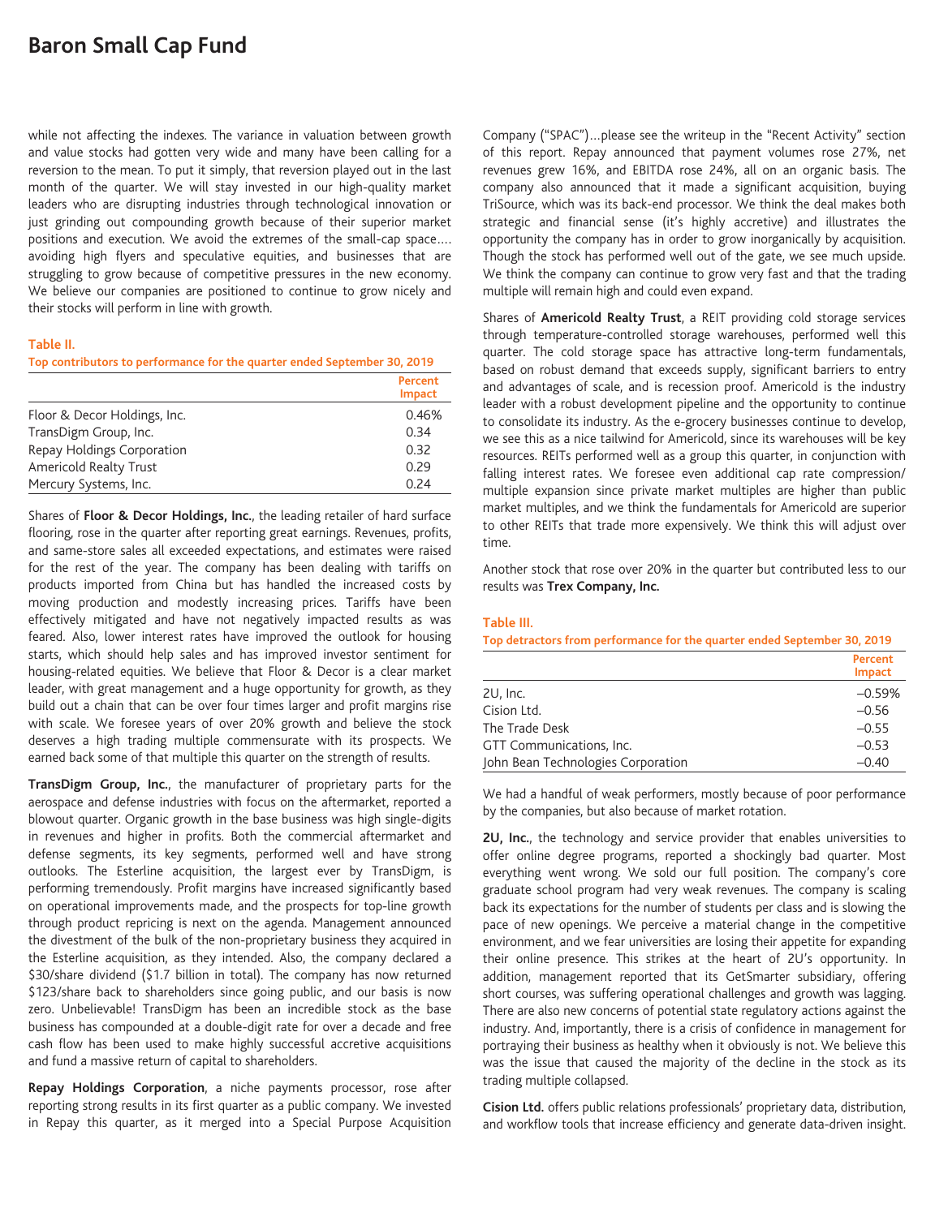while not affecting the indexes. The variance in valuation between growth and value stocks had gotten very wide and many have been calling for a reversion to the mean. To put it simply, that reversion played out in the last month of the quarter. We will stay invested in our high-quality market leaders who are disrupting industries through technological innovation or just grinding out compounding growth because of their superior market positions and execution. We avoid the extremes of the small-cap space…. avoiding high flyers and speculative equities, and businesses that are struggling to grow because of competitive pressures in the new economy. We believe our companies are positioned to continue to grow nicely and their stocks will perform in line with growth.

**Table II.**
**Top contributors to performance for the quarter ended September 30, 2019**

| | Percent Impact |
|---|---|
| Floor & Decor Holdings, Inc. | 0.46% |
| TransDigm Group, Inc. | 0.34 |
| Repay Holdings Corporation | 0.32 |
| Americold Realty Trust | 0.29 |
| Mercury Systems, Inc. | 0.24 |

Shares of **Floor & Decor Holdings, Inc.**, the leading retailer of hard surface flooring, rose in the quarter after reporting great earnings. Revenues, profits, and same-store sales all exceeded expectations, and estimates were raised for the rest of the year. The company has been dealing with tariffs on products imported from China but has handled the increased costs by moving production and modestly increasing prices. Tariffs have been effectively mitigated and have not negatively impacted results as was feared. Also, lower interest rates have improved the outlook for housing starts, which should help sales and has improved investor sentiment for housing-related equities. We believe that Floor & Decor is a clear market leader, with great management and a huge opportunity for growth, as they build out a chain that can be over four times larger and profit margins rise with scale. We foresee years of over 20% growth and believe the stock deserves a high trading multiple commensurate with its prospects. We earned back some of that multiple this quarter on the strength of results.

**TransDigm Group, Inc.**, the manufacturer of proprietary parts for the aerospace and defense industries with focus on the aftermarket, reported a blowout quarter. Organic growth in the base business was high single-digits in revenues and higher in profits. Both the commercial aftermarket and defense segments, its key segments, performed well and have strong outlooks. The Esterline acquisition, the largest ever by TransDigm, is performing tremendously. Profit margins have increased significantly based on operational improvements made, and the prospects for top-line growth through product repricing is next on the agenda. Management announced the divestment of the bulk of the non-proprietary business they acquired in the Esterline acquisition, as they intended. Also, the company declared a $30/share dividend ($1.7 billion in total). The company has now returned $123/share back to shareholders since going public, and our basis is now zero. Unbelievable! TransDigm has been an incredible stock as the base business has compounded at a double-digit rate for over a decade and free cash flow has been used to make highly successful accretive acquisitions and fund a massive return of capital to shareholders.

**Repay Holdings Corporation**, a niche payments processor, rose after reporting strong results in its first quarter as a public company. We invested in Repay this quarter, as it merged into a Special Purpose Acquisition Company ("SPAC")…please see the writeup in the "Recent Activity" section of this report. Repay announced that payment volumes rose 27%, net revenues grew 16%, and EBITDA rose 24%, all on an organic basis. The company also announced that it made a significant acquisition, buying TriSource, which was its back-end processor. We think the deal makes both strategic and financial sense (it's highly accretive) and illustrates the opportunity the company has in order to grow inorganically by acquisition. Though the stock has performed well out of the gate, we see much upside. We think the company can continue to grow very fast and that the trading multiple will remain high and could even expand.

Shares of **Americold Realty Trust**, a REIT providing cold storage services through temperature-controlled storage warehouses, performed well this quarter. The cold storage space has attractive long-term fundamentals, based on robust demand that exceeds supply, significant barriers to entry and advantages of scale, and is recession proof. Americold is the industry leader with a robust development pipeline and the opportunity to continue to consolidate its industry. As the e-grocery businesses continue to develop, we see this as a nice tailwind for Americold, since its warehouses will be key resources. REITs performed well as a group this quarter, in conjunction with falling interest rates. We foresee even additional cap rate compression/ multiple expansion since private market multiples are higher than public market multiples, and we think the fundamentals for Americold are superior to other REITs that trade more expensively. We think this will adjust over time.

Another stock that rose over 20% in the quarter but contributed less to our results was **Trex Company, Inc.**

**Table III.**
**Top detractors from performance for the quarter ended September 30, 2019**

| | Percent Impact |
|---|---|
| 2U, Inc. | –0.59% |
| Cision Ltd. | –0.56 |
| The Trade Desk | –0.55 |
| GTT Communications, Inc. | –0.53 |
| John Bean Technologies Corporation | –0.40 |

We had a handful of weak performers, mostly because of poor performance by the companies, but also because of market rotation.

**2U, Inc.**, the technology and service provider that enables universities to offer online degree programs, reported a shockingly bad quarter. Most everything went wrong. We sold our full position. The company's core graduate school program had very weak revenues. The company is scaling back its expectations for the number of students per class and is slowing the pace of new openings. We perceive a material change in the competitive environment, and we fear universities are losing their appetite for expanding their online presence. This strikes at the heart of 2U's opportunity. In addition, management reported that its GetSmarter subsidiary, offering short courses, was suffering operational challenges and growth was lagging. There are also new concerns of potential state regulatory actions against the industry. And, importantly, there is a crisis of confidence in management for portraying their business as healthy when it obviously is not. We believe this was the issue that caused the majority of the decline in the stock as its trading multiple collapsed.

**Cision Ltd.** offers public relations professionals' proprietary data, distribution, and workflow tools that increase efficiency and generate data-driven insight.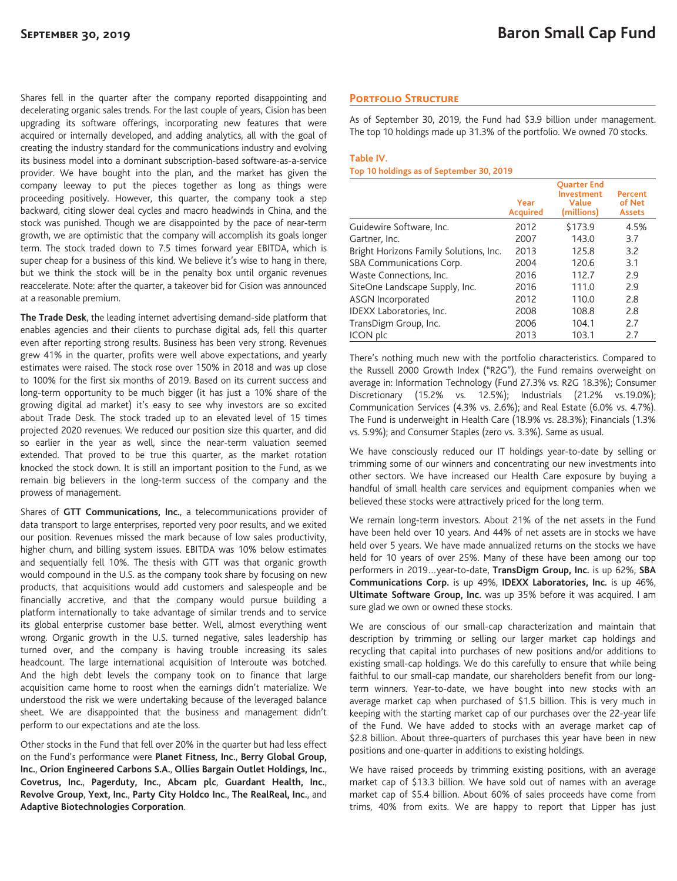Shares fell in the quarter after the company reported disappointing and decelerating organic sales trends. For the last couple of years, Cision has been upgrading its software offerings, incorporating new features that were acquired or internally developed, and adding analytics, all with the goal of creating the industry standard for the communications industry and evolving its business model into a dominant subscription-based software-as-a-service provider. We have bought into the plan, and the market has given the company leeway to put the pieces together as long as things were proceeding positively. However, this quarter, the company took a step backward, citing slower deal cycles and macro headwinds in China, and the stock was punished. Though we are disappointed by the pace of near-term growth, we are optimistic that the company will accomplish its goals longer term. The stock traded down to 7.5 times forward year EBITDA, which is super cheap for a business of this kind. We believe it's wise to hang in there, but we think the stock will be in the penalty box until organic revenues reaccelerate. Note: after the quarter, a takeover bid for Cision was announced at a reasonable premium.

**The Trade Desk**, the leading internet advertising demand-side platform that enables agencies and their clients to purchase digital ads, fell this quarter even after reporting strong results. Business has been very strong. Revenues grew 41% in the quarter, profits were well above expectations, and yearly estimates were raised. The stock rose over 150% in 2018 and was up close to 100% for the first six months of 2019. Based on its current success and long-term opportunity to be much bigger (it has just a 10% share of the growing digital ad market) it's easy to see why investors are so excited about Trade Desk. The stock traded up to an elevated level of 15 times projected 2020 revenues. We reduced our position size this quarter, and did so earlier in the year as well, since the near-term valuation seemed extended. That proved to be true this quarter, as the market rotation knocked the stock down. It is still an important position to the Fund, as we remain big believers in the long-term success of the company and the prowess of management.

Shares of **GTT Communications, Inc.**, a telecommunications provider of data transport to large enterprises, reported very poor results, and we exited our position. Revenues missed the mark because of low sales productivity, higher churn, and billing system issues. EBITDA was 10% below estimates and sequentially fell 10%. The thesis with GTT was that organic growth would compound in the U.S. as the company took share by focusing on new products, that acquisitions would add customers and salespeople and be financially accretive, and that the company would pursue building a platform internationally to take advantage of similar trends and to service its global enterprise customer base better. Well, almost everything went wrong. Organic growth in the U.S. turned negative, sales leadership has turned over, and the company is having trouble increasing its sales headcount. The large international acquisition of Interoute was botched. And the high debt levels the company took on to finance that large acquisition came home to roost when the earnings didn't materialize. We understood the risk we were undertaking because of the leveraged balance sheet. We are disappointed that the business and management didn't perform to our expectations and ate the loss.

Other stocks in the Fund that fell over 20% in the quarter but had less effect on the Fund's performance were **Planet Fitness, Inc.**, **Berry Global Group, Inc.**, **Orion Engineered Carbons S.A.**, **Ollies Bargain Outlet Holdings, Inc.**, **Covetrus, Inc.**, **Pagerduty, Inc.**, **Abcam plc**, **Guardant Health, Inc.**, **Revolve Group**, **Yext, Inc.**, **Party City Holdco Inc.**, **The RealReal, Inc.**, and **Adaptive Biotechnologies Corporation**.

## Portfolio Structure

As of September 30, 2019, the Fund had $3.9 billion under management. The top 10 holdings made up 31.3% of the portfolio. We owned 70 stocks.

**Table IV.**
**Top 10 holdings as of September 30, 2019**

| | Year Acquired | Quarter End Investment Value (millions) | Percent of Net Assets |
|---|---|---|---|
| Guidewire Software, Inc. | 2012 | $173.9 | 4.5% |
| Gartner, Inc. | 2007 | 143.0 | 3.7 |
| Bright Horizons Family Solutions, Inc. | 2013 | 125.8 | 3.2 |
| SBA Communications Corp. | 2004 | 120.6 | 3.1 |
| Waste Connections, Inc. | 2016 | 112.7 | 2.9 |
| SiteOne Landscape Supply, Inc. | 2016 | 111.0 | 2.9 |
| ASGN Incorporated | 2012 | 110.0 | 2.8 |
| IDEXX Laboratories, Inc. | 2008 | 108.8 | 2.8 |
| TransDigm Group, Inc. | 2006 | 104.1 | 2.7 |
| ICON plc | 2013 | 103.1 | 2.7 |

There's nothing much new with the portfolio characteristics. Compared to the Russell 2000 Growth Index ("R2G"), the Fund remains overweight on average in: Information Technology (Fund 27.3% vs. R2G 18.3%); Consumer Discretionary (15.2% vs. 12.5%); Industrials (21.2% vs.19.0%); Communication Services (4.3% vs. 2.6%); and Real Estate (6.0% vs. 4.7%). The Fund is underweight in Health Care (18.9% vs. 28.3%); Financials (1.3% vs. 5.9%); and Consumer Staples (zero vs. 3.3%). Same as usual.

We have consciously reduced our IT holdings year-to-date by selling or trimming some of our winners and concentrating our new investments into other sectors. We have increased our Health Care exposure by buying a handful of small health care services and equipment companies when we believed these stocks were attractively priced for the long term.

We remain long-term investors. About 21% of the net assets in the Fund have been held over 10 years. And 44% of net assets are in stocks we have held over 5 years. We have made annualized returns on the stocks we have held for 10 years of over 25%. Many of these have been among our top performers in 2019…year-to-date, **TransDigm Group, Inc.** is up 62%, **SBA Communications Corp.** is up 49%, **IDEXX Laboratories, Inc.** is up 46%, **Ultimate Software Group, Inc.** was up 35% before it was acquired. I am sure glad we own or owned these stocks.

We are conscious of our small-cap characterization and maintain that description by trimming or selling our larger market cap holdings and recycling that capital into purchases of new positions and/or additions to existing small-cap holdings. We do this carefully to ensure that while being faithful to our small-cap mandate, our shareholders benefit from our long-term winners. Year-to-date, we have bought into new stocks with an average market cap when purchased of $1.5 billion. This is very much in keeping with the starting market cap of our purchases over the 22-year life of the Fund. We have added to stocks with an average market cap of $2.8 billion. About three-quarters of purchases this year have been in new positions and one-quarter in additions to existing holdings.

We have raised proceeds by trimming existing positions, with an average market cap of $13.3 billion. We have sold out of names with an average market cap of $5.4 billion. About 60% of sales proceeds have come from trims, 40% from exits. We are happy to report that Lipper has just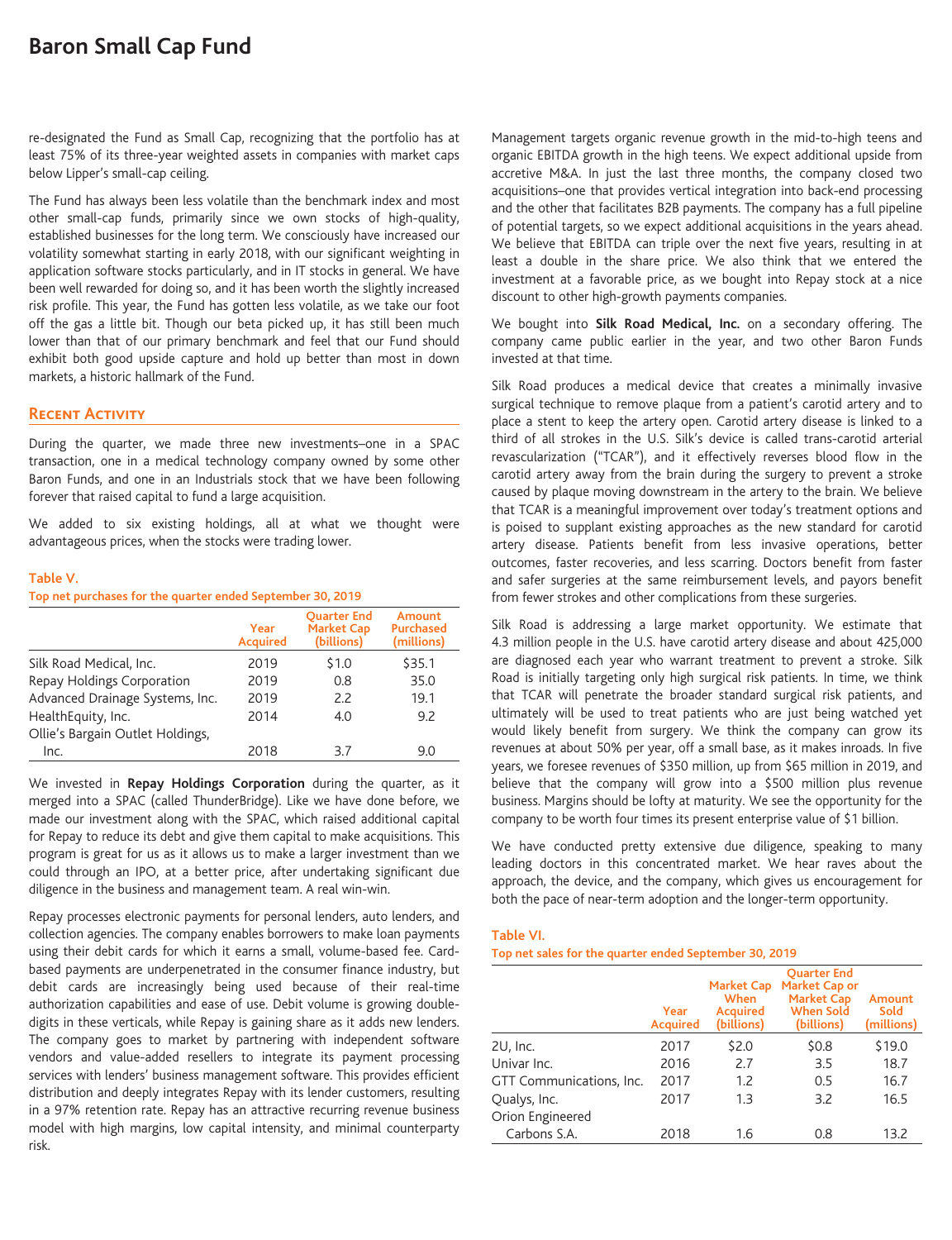re-designated the Fund as Small Cap, recognizing that the portfolio has at least 75% of its three-year weighted assets in companies with market caps below Lipper's small-cap ceiling.

The Fund has always been less volatile than the benchmark index and most other small-cap funds, primarily since we own stocks of high-quality, established businesses for the long term. We consciously have increased our volatility somewhat starting in early 2018, with our significant weighting in application software stocks particularly, and in IT stocks in general. We have been well rewarded for doing so, and it has been worth the slightly increased risk profile. This year, the Fund has gotten less volatile, as we take our foot off the gas a little bit. Though our beta picked up, it has still been much lower than that of our primary benchmark and feel that our Fund should exhibit both good upside capture and hold up better than most in down markets, a historic hallmark of the Fund.

## Recent Activity

During the quarter, we made three new investments–one in a SPAC transaction, one in a medical technology company owned by some other Baron Funds, and one in an Industrials stock that we have been following forever that raised capital to fund a large acquisition.

We added to six existing holdings, all at what we thought were advantageous prices, when the stocks were trading lower.

**Table V.**
**Top net purchases for the quarter ended September 30, 2019**

| | Year Acquired | Quarter End Market Cap (billions) | Amount Purchased (millions) |
|---|---|---|---|
| Silk Road Medical, Inc. | 2019 | $1.0 | $35.1 |
| Repay Holdings Corporation | 2019 | 0.8 | 35.0 |
| Advanced Drainage Systems, Inc. | 2019 | 2.2 | 19.1 |
| HealthEquity, Inc. | 2014 | 4.0 | 9.2 |
| Ollie's Bargain Outlet Holdings, Inc. | 2018 | 3.7 | 9.0 |

We invested in **Repay Holdings Corporation** during the quarter, as it merged into a SPAC (called ThunderBridge). Like we have done before, we made our investment along with the SPAC, which raised additional capital for Repay to reduce its debt and give them capital to make acquisitions. This program is great for us as it allows us to make a larger investment than we could through an IPO, at a better price, after undertaking significant due diligence in the business and management team. A real win-win.

Repay processes electronic payments for personal lenders, auto lenders, and collection agencies. The company enables borrowers to make loan payments using their debit cards for which it earns a small, volume-based fee. Card-based payments are underpenetrated in the consumer finance industry, but debit cards are increasingly being used because of their real-time authorization capabilities and ease of use. Debit volume is growing double-digits in these verticals, while Repay is gaining share as it adds new lenders. The company goes to market by partnering with independent software vendors and value-added resellers to integrate its payment processing services with lenders' business management software. This provides efficient distribution and deeply integrates Repay with its lender customers, resulting in a 97% retention rate. Repay has an attractive recurring revenue business model with high margins, low capital intensity, and minimal counterparty risk.

Management targets organic revenue growth in the mid-to-high teens and organic EBITDA growth in the high teens. We expect additional upside from accretive M&A. In just the last three months, the company closed two acquisitions–one that provides vertical integration into back-end processing and the other that facilitates B2B payments. The company has a full pipeline of potential targets, so we expect additional acquisitions in the years ahead. We believe that EBITDA can triple over the next five years, resulting in at least a double in the share price. We also think that we entered the investment at a favorable price, as we bought into Repay stock at a nice discount to other high-growth payments companies.

We bought into **Silk Road Medical, Inc.** on a secondary offering. The company came public earlier in the year, and two other Baron Funds invested at that time.

Silk Road produces a medical device that creates a minimally invasive surgical technique to remove plaque from a patient's carotid artery and to place a stent to keep the artery open. Carotid artery disease is linked to a third of all strokes in the U.S. Silk's device is called trans-carotid arterial revascularization ("TCAR"), and it effectively reverses blood flow in the carotid artery away from the brain during the surgery to prevent a stroke caused by plaque moving downstream in the artery to the brain. We believe that TCAR is a meaningful improvement over today's treatment options and is poised to supplant existing approaches as the new standard for carotid artery disease. Patients benefit from less invasive operations, better outcomes, faster recoveries, and less scarring. Doctors benefit from faster and safer surgeries at the same reimbursement levels, and payors benefit from fewer strokes and other complications from these surgeries.

Silk Road is addressing a large market opportunity. We estimate that 4.3 million people in the U.S. have carotid artery disease and about 425,000 are diagnosed each year who warrant treatment to prevent a stroke. Silk Road is initially targeting only high surgical risk patients. In time, we think that TCAR will penetrate the broader standard surgical risk patients, and ultimately will be used to treat patients who are just being watched yet would likely benefit from surgery. We think the company can grow its revenues at about 50% per year, off a small base, as it makes inroads. In five years, we foresee revenues of $350 million, up from $65 million in 2019, and believe that the company will grow into a $500 million plus revenue business. Margins should be lofty at maturity. We see the opportunity for the company to be worth four times its present enterprise value of $1 billion.

We have conducted pretty extensive due diligence, speaking to many leading doctors in this concentrated market. We hear raves about the approach, the device, and the company, which gives us encouragement for both the pace of near-term adoption and the longer-term opportunity.

**Table VI.**
**Top net sales for the quarter ended September 30, 2019**

| | Year Acquired | Market Cap When Acquired (billions) | Quarter End Market Cap or Market Cap When Sold (billions) | Amount Sold (millions) |
|---|---|---|---|---|
| 2U, Inc. | 2017 | $2.0 | $0.8 | $19.0 |
| Univar Inc. | 2016 | 2.7 | 3.5 | 18.7 |
| GTT Communications, Inc. | 2017 | 1.2 | 0.5 | 16.7 |
| Qualys, Inc. | 2017 | 1.3 | 3.2 | 16.5 |
| Orion Engineered Carbons S.A. | 2018 | 1.6 | 0.8 | 13.2 |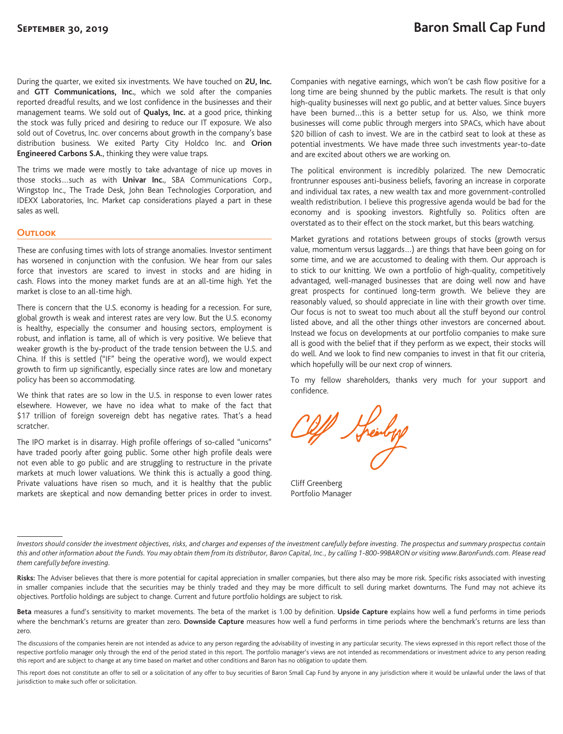During the quarter, we exited six investments. We have touched on **2U, Inc.** and **GTT Communications, Inc.**, which we sold after the companies reported dreadful results, and we lost confidence in the businesses and their management teams. We sold out of **Qualys, Inc.** at a good price, thinking the stock was fully priced and desiring to reduce our IT exposure. We also sold out of Covetrus, Inc. over concerns about growth in the company's base distribution business. We exited Party City Holdco Inc. and **Orion Engineered Carbons S.A.**, thinking they were value traps.

The trims we made were mostly to take advantage of nice up moves in those stocks…such as with **Univar Inc.**, SBA Communications Corp., Wingstop Inc., The Trade Desk, John Bean Technologies Corporation, and IDEXX Laboratories, Inc. Market cap considerations played a part in these sales as well.

## Outlook

These are confusing times with lots of strange anomalies. Investor sentiment has worsened in conjunction with the confusion. We hear from our sales force that investors are scared to invest in stocks and are hiding in cash. Flows into the money market funds are at an all-time high. Yet the market is close to an all-time high.

There is concern that the U.S. economy is heading for a recession. For sure, global growth is weak and interest rates are very low. But the U.S. economy is healthy, especially the consumer and housing sectors, employment is robust, and inflation is tame, all of which is very positive. We believe that weaker growth is the by-product of the trade tension between the U.S. and China. If this is settled ("IF" being the operative word), we would expect growth to firm up significantly, especially since rates are low and monetary policy has been so accommodating.

We think that rates are so low in the U.S. in response to even lower rates elsewhere. However, we have no idea what to make of the fact that $17 trillion of foreign sovereign debt has negative rates. That's a head scratcher.

The IPO market is in disarray. High profile offerings of so-called "unicorns" have traded poorly after going public. Some other high profile deals were not even able to go public and are struggling to restructure in the private markets at much lower valuations. We think this is actually a good thing. Private valuations have risen so much, and it is healthy that the public markets are skeptical and now demanding better prices in order to invest. Companies with negative earnings, which won't be cash flow positive for a long time are being shunned by the public markets. The result is that only high-quality businesses will next go public, and at better values. Since buyers have been burned…this is a better setup for us. Also, we think more businesses will come public through mergers into SPACs, which have about $20 billion of cash to invest. We are in the catbird seat to look at these as potential investments. We have made three such investments year-to-date and are excited about others we are working on.

The political environment is incredibly polarized. The new Democratic frontrunner espouses anti-business beliefs, favoring an increase in corporate and individual tax rates, a new wealth tax and more government-controlled wealth redistribution. I believe this progressive agenda would be bad for the economy and is spooking investors. Rightfully so. Politics often are overstated as to their effect on the stock market, but this bears watching.

Market gyrations and rotations between groups of stocks (growth versus value, momentum versus laggards…) are things that have been going on for some time, and we are accustomed to dealing with them. Our approach is to stick to our knitting. We own a portfolio of high-quality, competitively advantaged, well-managed businesses that are doing well now and have great prospects for continued long-term growth. We believe they are reasonably valued, so should appreciate in line with their growth over time. Our focus is not to sweat too much about all the stuff beyond our control listed above, and all the other things other investors are concerned about. Instead we focus on developments at our portfolio companies to make sure all is good with the belief that if they perform as we expect, their stocks will do well. And we look to find new companies to invest in that fit our criteria, which hopefully will be our next crop of winners.

To my fellow shareholders, thanks very much for your support and confidence.

Cliff Greenberg
Portfolio Manager

---

*Investors should consider the investment objectives, risks, and charges and expenses of the investment carefully before investing. The prospectus and summary prospectus contain this and other information about the Funds. You may obtain them from its distributor, Baron Capital, Inc., by calling 1-800-99BARON or visiting www.BaronFunds.com. Please read them carefully before investing.*

**Risks:** The Adviser believes that there is more potential for capital appreciation in smaller companies, but there also may be more risk. Specific risks associated with investing in smaller companies include that the securities may be thinly traded and they may be more difficult to sell during market downturns. The Fund may not achieve its objectives. Portfolio holdings are subject to change. Current and future portfolio holdings are subject to risk.

**Beta** measures a fund's sensitivity to market movements. The beta of the market is 1.00 by definition. **Upside Capture** explains how well a fund performs in time periods where the benchmark's returns are greater than zero. **Downside Capture** measures how well a fund performs in time periods where the benchmark's returns are less than zero.

The discussions of the companies herein are not intended as advice to any person regarding the advisability of investing in any particular security. The views expressed in this report reflect those of the respective portfolio manager only through the end of the period stated in this report. The portfolio manager's views are not intended as recommendations or investment advice to any person reading this report and are subject to change at any time based on market and other conditions and Baron has no obligation to update them.

This report does not constitute an offer to sell or a solicitation of any offer to buy securities of Baron Small Cap Fund by anyone in any jurisdiction where it would be unlawful under the laws of that jurisdiction to make such offer or solicitation.